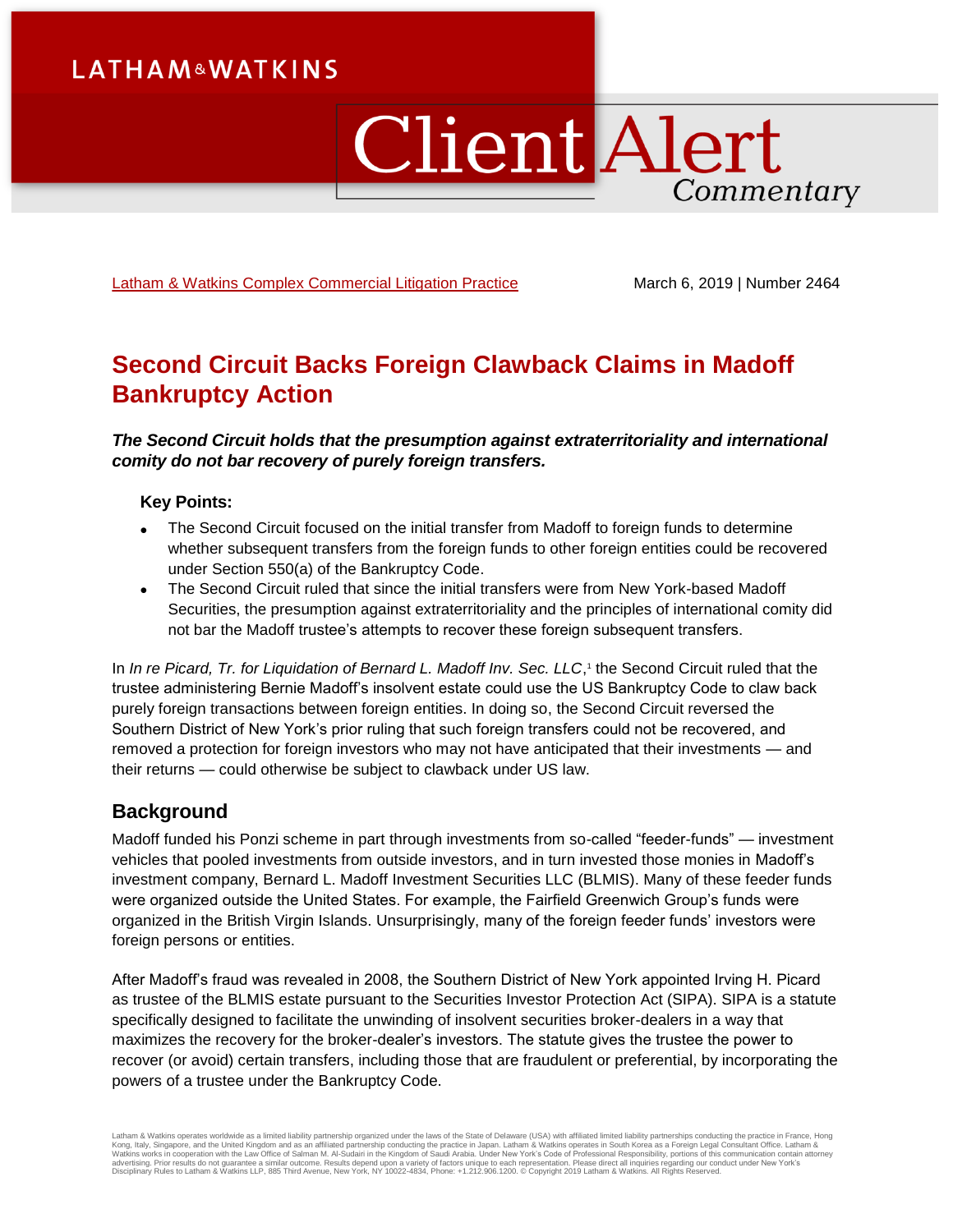LATHAM & WATKINS

# Client Alert Commentary

Latham & Watkins Complex Commercial Litigation Practice

March 6, 2019 | Number 2464

## Second Circuit Backs Foreign Clawback Claims in Madoff Bankruptcy Action

***The Second Circuit holds that the presumption against extraterritoriality and international comity do not bar recovery of purely foreign transfers.***

**Key Points:**

- The Second Circuit focused on the initial transfer from Madoff to foreign funds to determine whether subsequent transfers from the foreign funds to other foreign entities could be recovered under Section 550(a) of the Bankruptcy Code.
- The Second Circuit ruled that since the initial transfers were from New York-based Madoff Securities, the presumption against extraterritoriality and the principles of international comity did not bar the Madoff trustee's attempts to recover these foreign subsequent transfers.

In *In re Picard, Tr. for Liquidation of Bernard L. Madoff Inv. Sec. LLC*,[1] the Second Circuit ruled that the trustee administering Bernie Madoff's insolvent estate could use the US Bankruptcy Code to claw back purely foreign transactions between foreign entities. In doing so, the Second Circuit reversed the Southern District of New York's prior ruling that such foreign transfers could not be recovered, and removed a protection for foreign investors who may not have anticipated that their investments — and their returns — could otherwise be subject to clawback under US law.

## Background

Madoff funded his Ponzi scheme in part through investments from so-called "feeder-funds" — investment vehicles that pooled investments from outside investors, and in turn invested those monies in Madoff's investment company, Bernard L. Madoff Investment Securities LLC (BLMIS). Many of these feeder funds were organized outside the United States. For example, the Fairfield Greenwich Group's funds were organized in the British Virgin Islands. Unsurprisingly, many of the foreign feeder funds' investors were foreign persons or entities.

After Madoff's fraud was revealed in 2008, the Southern District of New York appointed Irving H. Picard as trustee of the BLMIS estate pursuant to the Securities Investor Protection Act (SIPA). SIPA is a statute specifically designed to facilitate the unwinding of insolvent securities broker-dealers in a way that maximizes the recovery for the broker-dealer's investors. The statute gives the trustee the power to recover (or avoid) certain transfers, including those that are fraudulent or preferential, by incorporating the powers of a trustee under the Bankruptcy Code.

Latham & Watkins operates worldwide as a limited liability partnership organized under the laws of the State of Delaware (USA) with affiliated limited liability partnerships conducting the practice in France, Hong Kong, Italy, Singapore, and the United Kingdom and as an affiliated partnership conducting the practice in Japan. Latham & Watkins operates in South Korea as a Foreign Legal Consultant Office. Latham & Watkins works in cooperation with the Law Office of Salman M. Al-Sudairi in the Kingdom of Saudi Arabia. Under New York's Code of Professional Responsibility, portions of this communication contain attorney advertising. Prior results do not guarantee a similar outcome. Results depend upon a variety of factors unique to each representation. Please direct all inquiries regarding our conduct under New York's Disciplinary Rules to Latham & Watkins LLP, 885 Third Avenue, New York, NY 10022-4834, Phone: +1.212.906.1200. © Copyright 2019 Latham & Watkins. All Rights Reserved.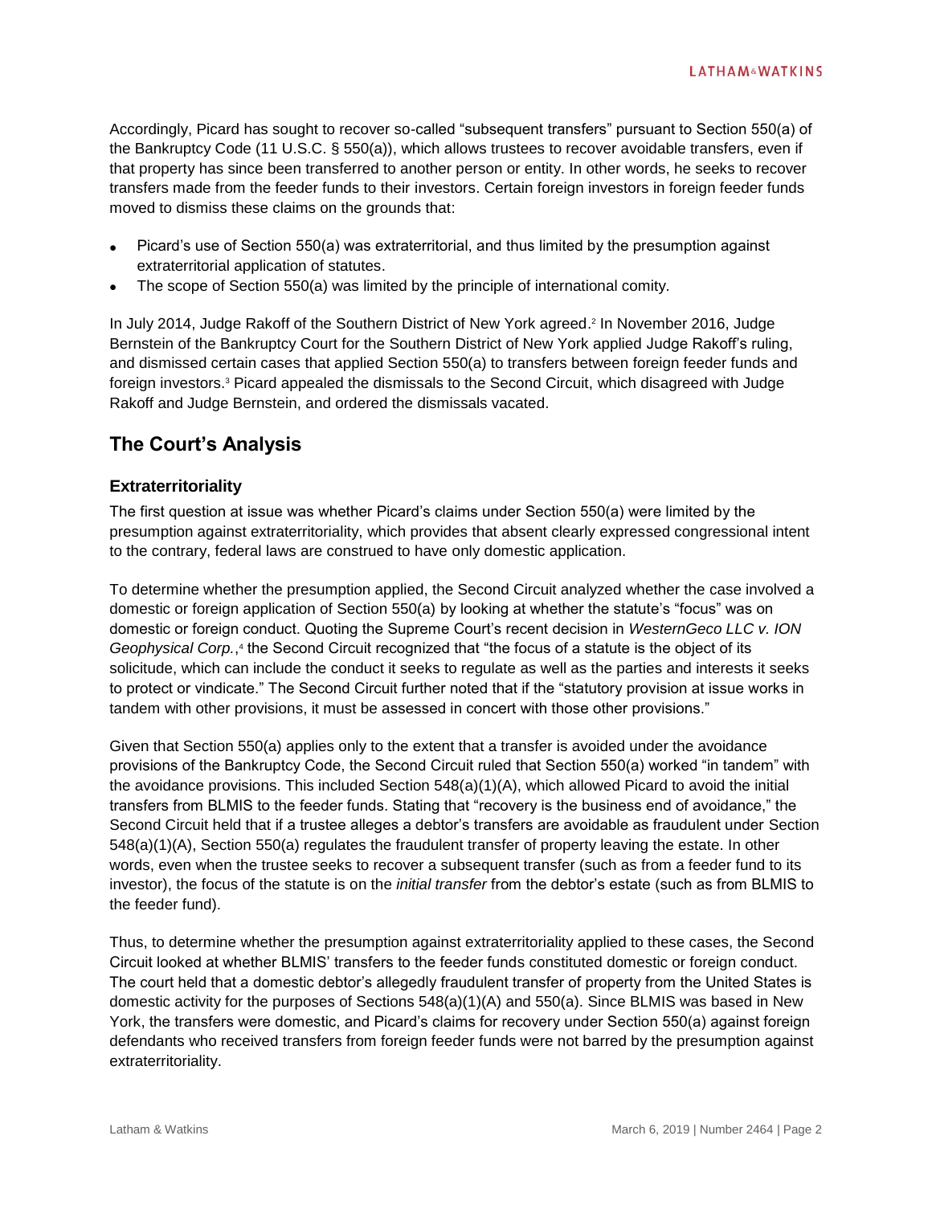Accordingly, Picard has sought to recover so-called "subsequent transfers" pursuant to Section 550(a) of the Bankruptcy Code (11 U.S.C. § 550(a)), which allows trustees to recover avoidable transfers, even if that property has since been transferred to another person or entity. In other words, he seeks to recover transfers made from the feeder funds to their investors. Certain foreign investors in foreign feeder funds moved to dismiss these claims on the grounds that:

- Picard's use of Section 550(a) was extraterritorial, and thus limited by the presumption against extraterritorial application of statutes.
- The scope of Section 550(a) was limited by the principle of international comity.

In July 2014, Judge Rakoff of the Southern District of New York agreed.[2] In November 2016, Judge Bernstein of the Bankruptcy Court for the Southern District of New York applied Judge Rakoff's ruling, and dismissed certain cases that applied Section 550(a) to transfers between foreign feeder funds and foreign investors.[3] Picard appealed the dismissals to the Second Circuit, which disagreed with Judge Rakoff and Judge Bernstein, and ordered the dismissals vacated.

## The Court's Analysis

### Extraterritoriality

The first question at issue was whether Picard's claims under Section 550(a) were limited by the presumption against extraterritoriality, which provides that absent clearly expressed congressional intent to the contrary, federal laws are construed to have only domestic application.

To determine whether the presumption applied, the Second Circuit analyzed whether the case involved a domestic or foreign application of Section 550(a) by looking at whether the statute's "focus" was on domestic or foreign conduct. Quoting the Supreme Court's recent decision in *WesternGeco LLC v. ION Geophysical Corp.*,[4] the Second Circuit recognized that "the focus of a statute is the object of its solicitude, which can include the conduct it seeks to regulate as well as the parties and interests it seeks to protect or vindicate." The Second Circuit further noted that if the "statutory provision at issue works in tandem with other provisions, it must be assessed in concert with those other provisions."

Given that Section 550(a) applies only to the extent that a transfer is avoided under the avoidance provisions of the Bankruptcy Code, the Second Circuit ruled that Section 550(a) worked "in tandem" with the avoidance provisions. This included Section 548(a)(1)(A), which allowed Picard to avoid the initial transfers from BLMIS to the feeder funds. Stating that "recovery is the business end of avoidance," the Second Circuit held that if a trustee alleges a debtor's transfers are avoidable as fraudulent under Section 548(a)(1)(A), Section 550(a) regulates the fraudulent transfer of property leaving the estate. In other words, even when the trustee seeks to recover a subsequent transfer (such as from a feeder fund to its investor), the focus of the statute is on the *initial transfer* from the debtor's estate (such as from BLMIS to the feeder fund).

Thus, to determine whether the presumption against extraterritoriality applied to these cases, the Second Circuit looked at whether BLMIS' transfers to the feeder funds constituted domestic or foreign conduct. The court held that a domestic debtor's allegedly fraudulent transfer of property from the United States is domestic activity for the purposes of Sections 548(a)(1)(A) and 550(a). Since BLMIS was based in New York, the transfers were domestic, and Picard's claims for recovery under Section 550(a) against foreign defendants who received transfers from foreign feeder funds were not barred by the presumption against extraterritoriality.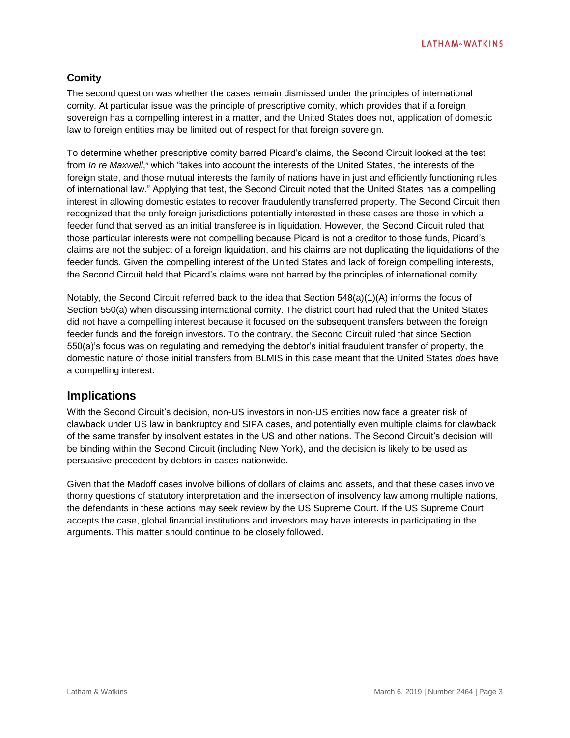### Comity

The second question was whether the cases remain dismissed under the principles of international comity. At particular issue was the principle of prescriptive comity, which provides that if a foreign sovereign has a compelling interest in a matter, and the United States does not, application of domestic law to foreign entities may be limited out of respect for that foreign sovereign.

To determine whether prescriptive comity barred Picard's claims, the Second Circuit looked at the test from *In re Maxwell*,[5] which "takes into account the interests of the United States, the interests of the foreign state, and those mutual interests the family of nations have in just and efficiently functioning rules of international law." Applying that test, the Second Circuit noted that the United States has a compelling interest in allowing domestic estates to recover fraudulently transferred property. The Second Circuit then recognized that the only foreign jurisdictions potentially interested in these cases are those in which a feeder fund that served as an initial transferee is in liquidation. However, the Second Circuit ruled that those particular interests were not compelling because Picard is not a creditor to those funds, Picard's claims are not the subject of a foreign liquidation, and his claims are not duplicating the liquidations of the feeder funds. Given the compelling interest of the United States and lack of foreign compelling interests, the Second Circuit held that Picard's claims were not barred by the principles of international comity.

Notably, the Second Circuit referred back to the idea that Section 548(a)(1)(A) informs the focus of Section 550(a) when discussing international comity. The district court had ruled that the United States did not have a compelling interest because it focused on the subsequent transfers between the foreign feeder funds and the foreign investors. To the contrary, the Second Circuit ruled that since Section 550(a)'s focus was on regulating and remedying the debtor's initial fraudulent transfer of property, the domestic nature of those initial transfers from BLMIS in this case meant that the United States *does* have a compelling interest.

## Implications

With the Second Circuit's decision, non-US investors in non-US entities now face a greater risk of clawback under US law in bankruptcy and SIPA cases, and potentially even multiple claims for clawback of the same transfer by insolvent estates in the US and other nations. The Second Circuit's decision will be binding within the Second Circuit (including New York), and the decision is likely to be used as persuasive precedent by debtors in cases nationwide.

Given that the Madoff cases involve billions of dollars of claims and assets, and that these cases involve thorny questions of statutory interpretation and the intersection of insolvency law among multiple nations, the defendants in these actions may seek review by the US Supreme Court. If the US Supreme Court accepts the case, global financial institutions and investors may have interests in participating in the arguments. This matter should continue to be closely followed.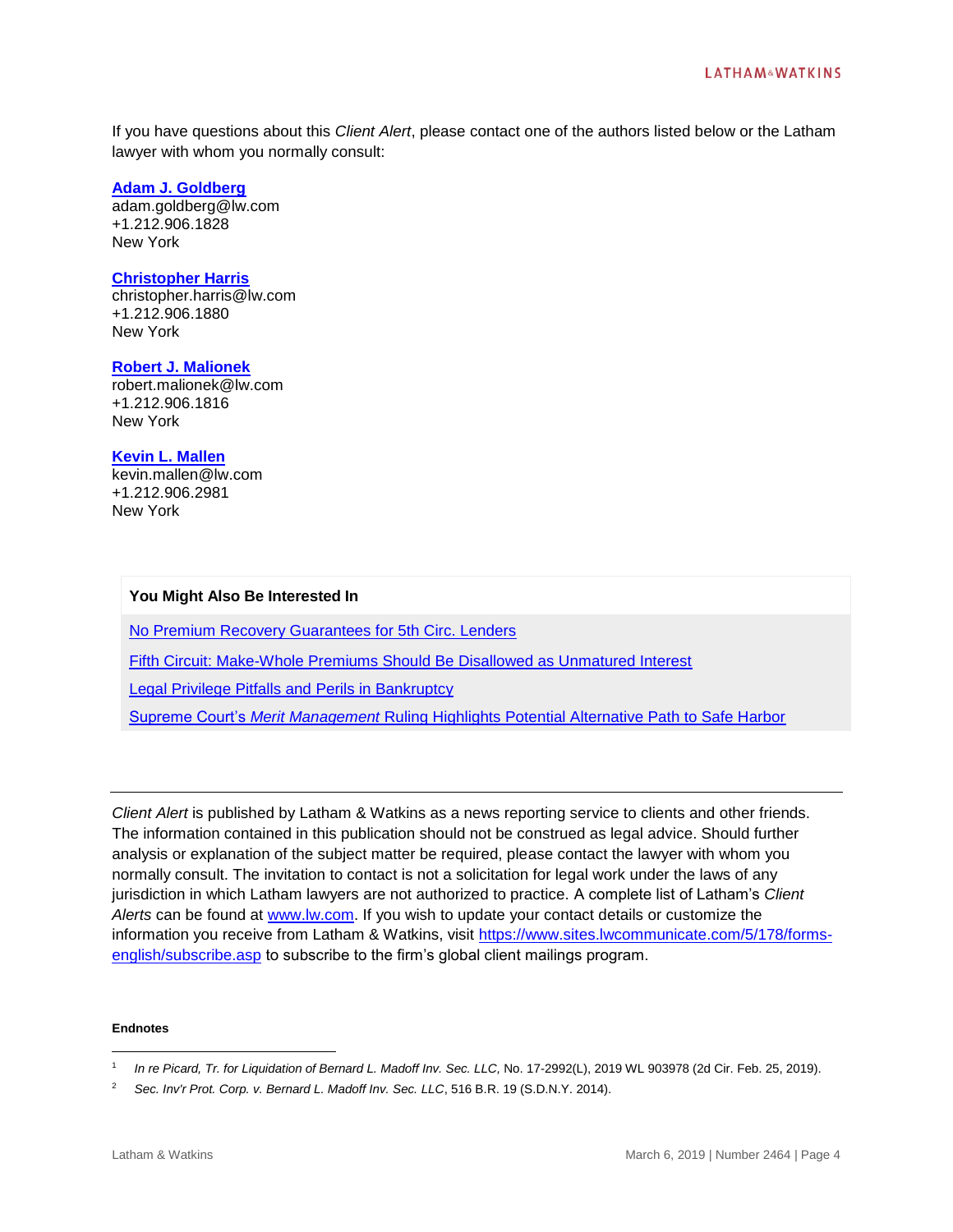If you have questions about this *Client Alert*, please contact one of the authors listed below or the Latham lawyer with whom you normally consult:

**[Adam J. Goldberg]**
adam.goldberg@lw.com
+1.212.906.1828
New York

**[Christopher Harris]**
christopher.harris@lw.com
+1.212.906.1880
New York

**[Robert J. Malionek]**
robert.malionek@lw.com
+1.212.906.1816
New York

**[Kevin L. Mallen]**
kevin.mallen@lw.com
+1.212.906.2981
New York

**You Might Also Be Interested In**

No Premium Recovery Guarantees for 5th Circ. Lenders

Fifth Circuit: Make-Whole Premiums Should Be Disallowed as Unmatured Interest

Legal Privilege Pitfalls and Perils in Bankruptcy

Supreme Court's *Merit Management* Ruling Highlights Potential Alternative Path to Safe Harbor

---

*Client Alert* is published by Latham & Watkins as a news reporting service to clients and other friends. The information contained in this publication should not be construed as legal advice. Should further analysis or explanation of the subject matter be required, please contact the lawyer with whom you normally consult. The invitation to contact is not a solicitation for legal work under the laws of any jurisdiction in which Latham lawyers are not authorized to practice. A complete list of Latham's *Client Alerts* can be found at www.lw.com. If you wish to update your contact details or customize the information you receive from Latham & Watkins, visit https://www.sites.lwcommunicate.com/5/178/forms-english/subscribe.asp to subscribe to the firm's global client mailings program.

**Endnotes**

[1] *In re Picard, Tr. for Liquidation of Bernard L. Madoff Inv. Sec. LLC,* No. 17-2992(L), 2019 WL 903978 (2d Cir. Feb. 25, 2019).

[2] *Sec. Inv'r Prot. Corp. v. Bernard L. Madoff Inv. Sec. LLC*, 516 B.R. 19 (S.D.N.Y. 2014).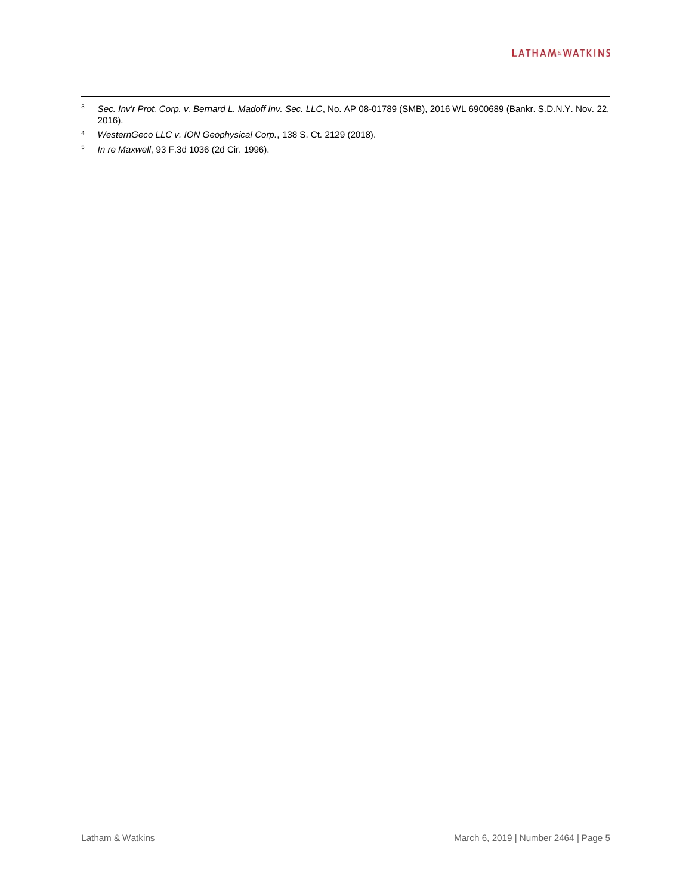[3] *Sec. Inv'r Prot. Corp. v. Bernard L. Madoff Inv. Sec. LLC*, No. AP 08-01789 (SMB), 2016 WL 6900689 (Bankr. S.D.N.Y. Nov. 22, 2016).

[4] *WesternGeco LLC v. ION Geophysical Corp.*, 138 S. Ct. 2129 (2018).

[5] *In re Maxwell*, 93 F.3d 1036 (2d Cir. 1996).